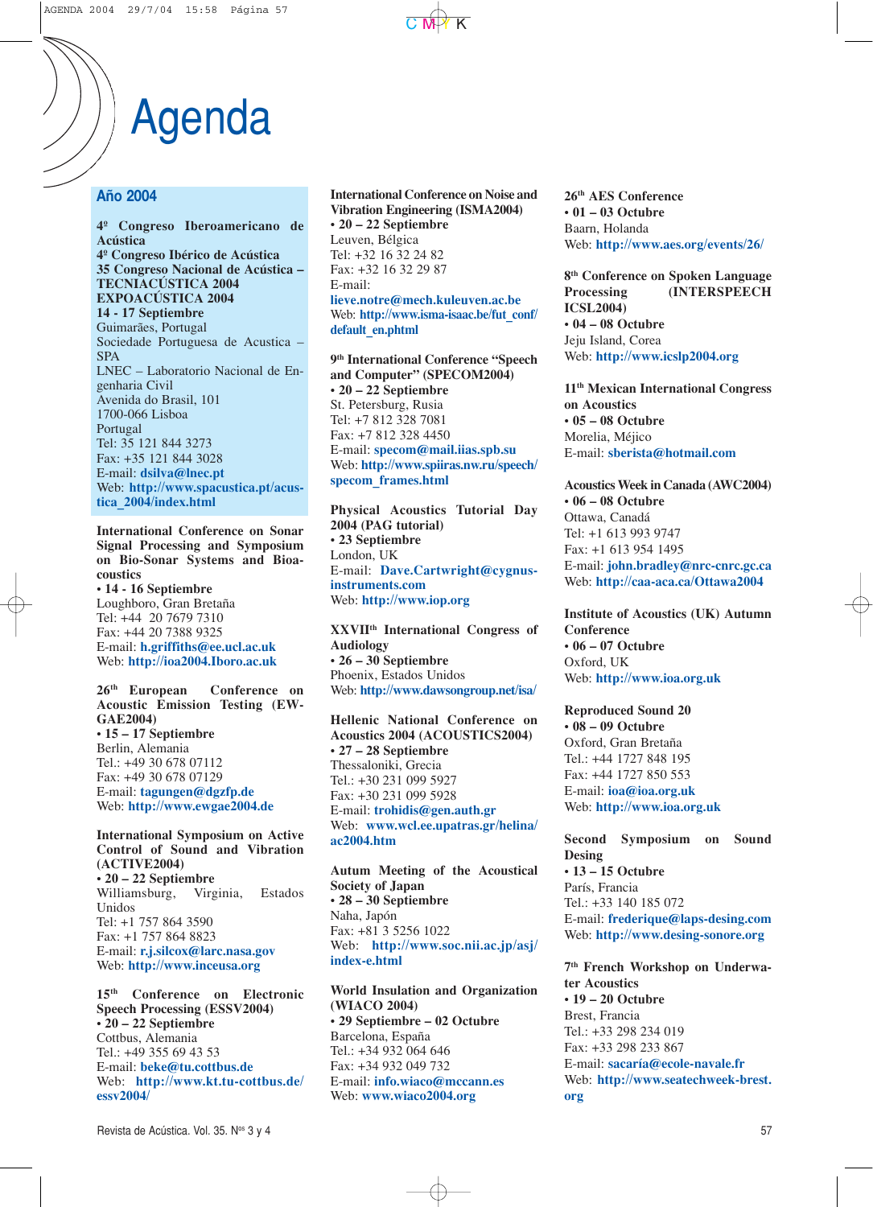# Agenda

## Año 2004

**4º Congreso Iberoamericano de Acústica**
**4º Congreso Ibérico de Acústica**
**35 Congreso Nacional de Acústica – TECNIACÚSTICA 2004**
**EXPOACÚSTICA 2004**
**14 - 17 Septiembre**
Guimarães, Portugal
Sociedade Portuguesa de Acustica – SPA
LNEC – Laboratorio Nacional de Engenharia Civil
Avenida do Brasil, 101
1700-066 Lisboa
Portugal
Tel: 35 121 844 3273
Fax: 35 121 844 3028
E-mail: **dsilva@lnec.pt**
Web: **http://www.spacustica.pt/acustica_2004/index.html**

**International Conference on Sonar Signal Processing and Symposium on Bio-Sonar Systems and Bioacoustics**
**• 14 - 16 Septiembre**
Loughboro, Gran Bretaña
Tel: +44 20 7679 7310
Fax: +44 20 7388 9325
E-mail: **h.griffiths@ee.ucl.ac.uk**
Web: **http://ioa2004.lboro.ac.uk**

**26th European Conference on Acoustic Emission Testing (EWGAE2004)**
**• 15 – 17 Septiembre**
Berlin, Alemania
Tel.: +49 30 678 07112
Fax: +49 30 678 07129
E-mail: **tagungen@dgzfp.de**
Web: **http://www.ewgae2004.de**

**International Symposium on Active Control of Sound and Vibration (ACTIVE2004)**
**• 20 – 22 Septiembre**
Williamsburg, Virginia, Estados Unidos
Tel: +1 757 864 3590
Fax: +1 757 864 8823
E-mail: **r.j.silcox@larc.nasa.gov**
Web: **http://www.inceusa.org**

**15th Conference on Electronic Speech Processing (ESSV2004)**
**• 20 – 22 Septiembre**
Cottbus, Alemania
Tel.: +49 355 69 43 53
E-mail: **beke@tu.cottbus.de**
Web: **http://www.kt.tu-cottbus.de/essv2004/**

**International Conference on Noise and Vibration Engineering (ISMA2004)**
**• 20 – 22 Septiembre**
Leuven, Bélgica
Tel: +32 16 32 24 82
Fax: +32 16 32 29 87
E-mail: **lieve.notre@mech.kuleuven.ac.be**
Web: **http://www.isma-isaac.be/fut_conf/default_en.phtml**

**9th International Conference "Speech and Computer" (SPECOM2004)**
**• 20 – 22 Septiembre**
St. Petersburg, Rusia
Tel: +7 812 328 7081
Fax: +7 812 328 4450
E-mail: **specom@mail.iias.spb.su**
Web: **http://www.spiiras.nw.ru/speech/specom_frames.html**

**Physical Acoustics Tutorial Day 2004 (PAG tutorial)**
**• 23 Septiembre**
London, UK
E-mail: **Dave.Cartwright@cygnus-instruments.com**
Web: **http://www.iop.org**

**XXVIIth International Congress of Audiology**
**• 26 – 30 Septiembre**
Phoenix, Estados Unidos
Web: **http://www.dawsongroup.net/isa/**

**Hellenic National Conference on Acoustics 2004 (ACOUSTICS2004)**
**• 27 – 28 Septiembre**
Thessaloniki, Grecia
Tel.: +30 231 099 5927
Fax: +30 231 099 5928
E-mail: **trohidis@gen.auth.gr**
Web: **www.wcl.ee.upatras.gr/helina/ac2004.htm**

**Autum Meeting of the Acoustical Society of Japan**
**• 28 – 30 Septiembre**
Naha, Japón
Fax: +81 3 5256 1022
Web: **http://www.soc.nii.ac.jp/asj/index-e.html**

**World Insulation and Organization (WIACO 2004)**
**• 29 Septiembre – 02 Octubre**
Barcelona, España
Tel.: +34 932 064 646
Fax: +34 932 049 732
E-mail: **info.wiaco@mccann.es**
Web: **www.wiaco2004.org**

**26th AES Conference**
**• 01 – 03 Octubre**
Baarn, Holanda
Web: **http://www.aes.org/events/26/**

**8th Conference on Spoken Language Processing (INTERSPEECH ICSL2004)**
**• 04 – 08 Octubre**
Jeju Island, Corea
Web: **http://www.icslp2004.org**

**11th Mexican International Congress on Acoustics**
**• 05 – 08 Octubre**
Morelia, Méjico
E-mail: **sberista@hotmail.com**

**Acoustics Week in Canada (AWC2004)**
**• 06 – 08 Octubre**
Ottawa, Canadá
Tel: +1 613 993 9747
Fax: +1 613 954 1495
E-mail: **john.bradley@nrc-cnrc.gc.ca**
Web: **http://caa-aca.ca/Ottawa2004**

**Institute of Acoustics (UK) Autumn Conference**
**• 06 – 07 Octubre**
Oxford, UK
Web: **http://www.ioa.org.uk**

**Reproduced Sound 20**
**• 08 – 09 Octubre**
Oxford, Gran Bretaña
Tel.: +44 1727 848 195
Fax: +44 1727 850 553
E-mail: **ioa@ioa.org.uk**
Web: **http://www.ioa.org.uk**

**Second Symposium on Sound Desing**
**• 13 – 15 Octubre**
París, Francia
Tel.: +33 140 185 072
E-mail: **frederique@laps-desing.com**
Web: **http://www.desing-sonore.org**

**7th French Workshop on Underwater Acoustics**
**• 19 – 20 Octubre**
Brest, Francia
Tel.: +33 298 234 019
Fax: +33 298 233 867
E-mail: **sacaría@ecole-navale.fr**
Web: **http://www.seatechweek-brest.org**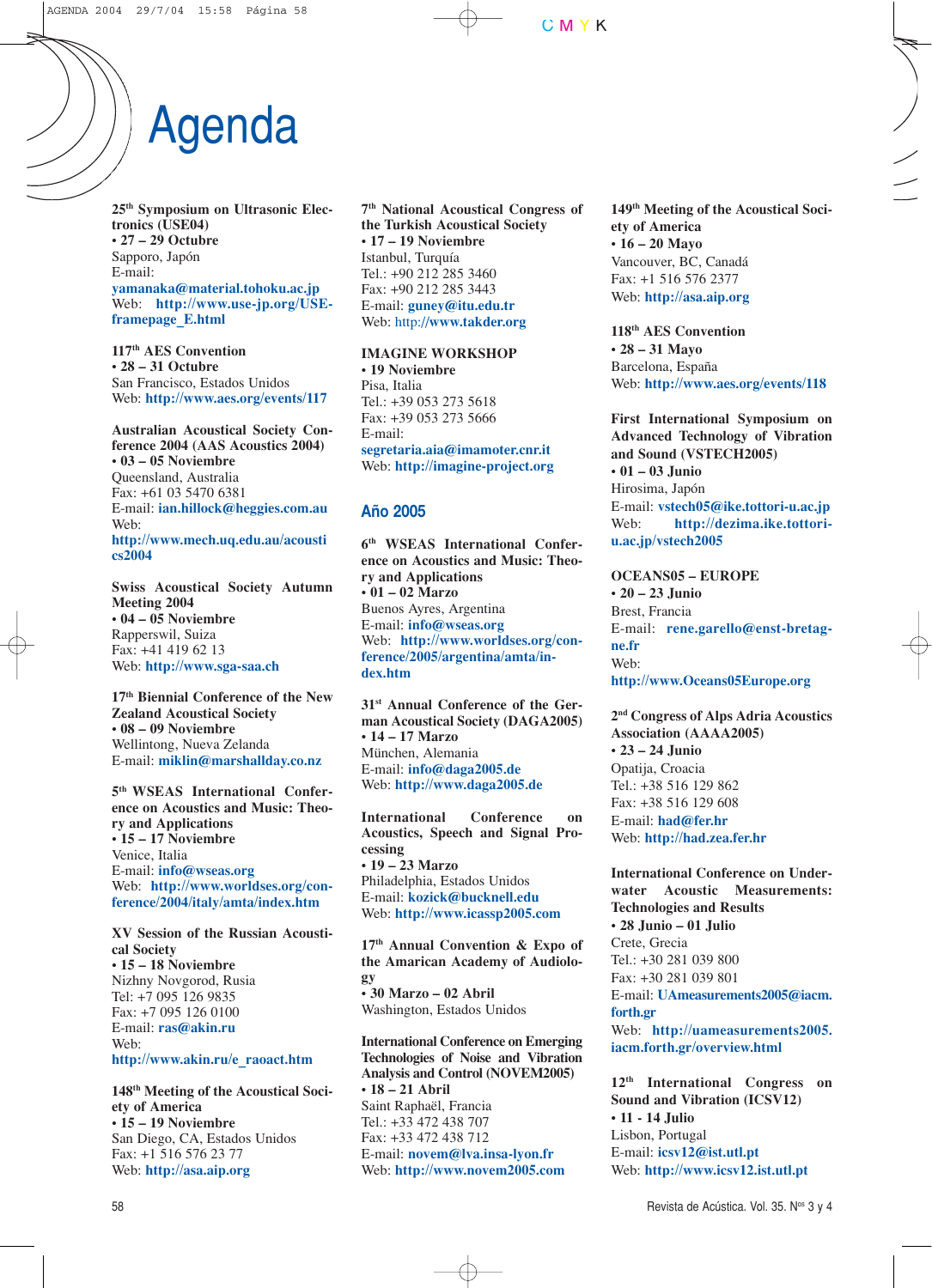# Agenda

**25th Symposium on Ultrasonic Electronics (USE04)**
**• 27 – 29 Octubre**
Sapporo, Japón
E-mail: **yamanaka@material.tohoku.ac.jp**
Web: **http://www.use-jp.org/USE-framepage_E.html**

**117th AES Convention**
**• 28 – 31 Octubre**
San Francisco, Estados Unidos
Web: **http://www.aes.org/events/117**

**Australian Acoustical Society Conference 2004 (AAS Acoustics 2004)**
**• 03 – 05 Noviembre**
Queensland, Australia
Fax: +61 03 5470 6381
E-mail: **ian.hillock@heggies.com.au**
Web: **http://www.mech.uq.edu.au/acoustics2004**

**Swiss Acoustical Society Autumn Meeting 2004**
**• 04 – 05 Noviembre**
Rapperswil, Suiza
Fax: +41 419 62 13
Web: **http://www.sga-saa.ch**

**17th Biennial Conference of the New Zealand Acoustical Society**
**• 08 – 09 Noviembre**
Wellintong, Nueva Zelanda
E-mail: **miklin@marshallday.co.nz**

**5th WSEAS International Conference on Acoustics and Music: Theory and Applications**
**• 15 – 17 Noviembre**
Venice, Italia
E-mail: **info@wseas.org**
Web: **http://www.worldses.org/conference/2004/italy/amta/index.htm**

**XV Session of the Russian Acoustical Society**
**• 15 – 18 Noviembre**
Nizhny Novgorod, Rusia
Tel: +7 095 126 9835
Fax: +7 095 126 0100
E-mail: **ras@akin.ru**
Web: **http://www.akin.ru/e_raoact.htm**

**148th Meeting of the Acoustical Society of America**
**• 15 – 19 Noviembre**
San Diego, CA, Estados Unidos
Fax: +1 516 576 23 77
Web: **http://asa.aip.org**

**7th National Acoustical Congress of the Turkish Acoustical Society**
**• 17 – 19 Noviembre**
Istanbul, Turquía
Tel.: +90 212 285 3460
Fax: +90 212 285 3443
E-mail: **guney@itu.edu.tr**
Web: **http://www.takder.org**

**IMAGINE WORKSHOP**
**• 19 Noviembre**
Pisa, Italia
Tel.: +39 053 273 5618
Fax: +39 053 273 5666
E-mail: **segretaria.aia@imamoter.cnr.it**
Web: **http://imagine-project.org**

## Año 2005

**6th WSEAS International Conference on Acoustics and Music: Theory and Applications**
**• 01 – 02 Marzo**
Buenos Ayres, Argentina
E-mail: **info@wseas.org**
Web: **http://www.worldses.org/conference/2005/argentina/amta/index.htm**

**31st Annual Conference of the German Acoustical Society (DAGA2005)**
**• 14 – 17 Marzo**
München, Alemania
E-mail: **info@daga2005.de**
Web: **http://www.daga2005.de**

**International Conference on Acoustics, Speech and Signal Processing**
**• 19 – 23 Marzo**
Philadelphia, Estados Unidos
E-mail: **kozick@bucknell.edu**
Web: **http://www.icassp2005.com**

**17th Annual Convention & Expo of the Amarican Academy of Audiology**
**• 30 Marzo – 02 Abril**
Washington, Estados Unidos

**International Conference on Emerging Technologies of Noise and Vibration Analysis and Control (NOVEM2005)**
**• 18 – 21 Abril**
Saint Raphaël, Francia
Tel.: +33 472 438 707
Fax: +33 472 438 712
E-mail: **novem@lva.insa-lyon.fr**
Web: **http://www.novem2005.com**

**149th Meeting of the Acoustical Society of America**
**• 16 – 20 Mayo**
Vancouver, BC, Canadá
Fax: +1 516 576 2377
Web: **http://asa.aip.org**

**118th AES Convention**
**• 28 – 31 Mayo**
Barcelona, España
Web: **http://www.aes.org/events/118**

**First International Symposium on Advanced Technology of Vibration and Sound (VSTECH2005)**
**• 01 – 03 Junio**
Hirosima, Japón
E-mail: **vstech05@ike.tottori-u.ac.jp**
Web: **http://dezima.ike.tottori-u.ac.jp/vstech2005**

**OCEANS05 – EUROPE**
**• 20 – 23 Junio**
Brest, Francia
E-mail: **rene.garello@enst-bretagne.fr**
Web: **http://www.Oceans05Europe.org**

**2nd Congress of Alps Adria Acoustics Association (AAAA2005)**
**• 23 – 24 Junio**
Opatija, Croacia
Tel.: +38 516 129 862
Fax: +38 516 129 608
E-mail: **had@fer.hr**
Web: **http://had.zea.fer.hr**

**International Conference on Underwater Acoustic Measurements: Technologies and Results**
**• 28 Junio – 01 Julio**
Crete, Grecia
Tel.: +30 281 039 800
Fax: +30 281 039 801
E-mail: **UAmeasurements2005@iacm.forth.gr**
Web: **http://uameasurements2005.iacm.forth.gr/overview.html**

**12th International Congress on Sound and Vibration (ICSV12)**
**• 11 - 14 Julio**
Lisbon, Portugal
E-mail: **icsv12@ist.utl.pt**
Web: **http://www.icsv12.ist.utl.pt**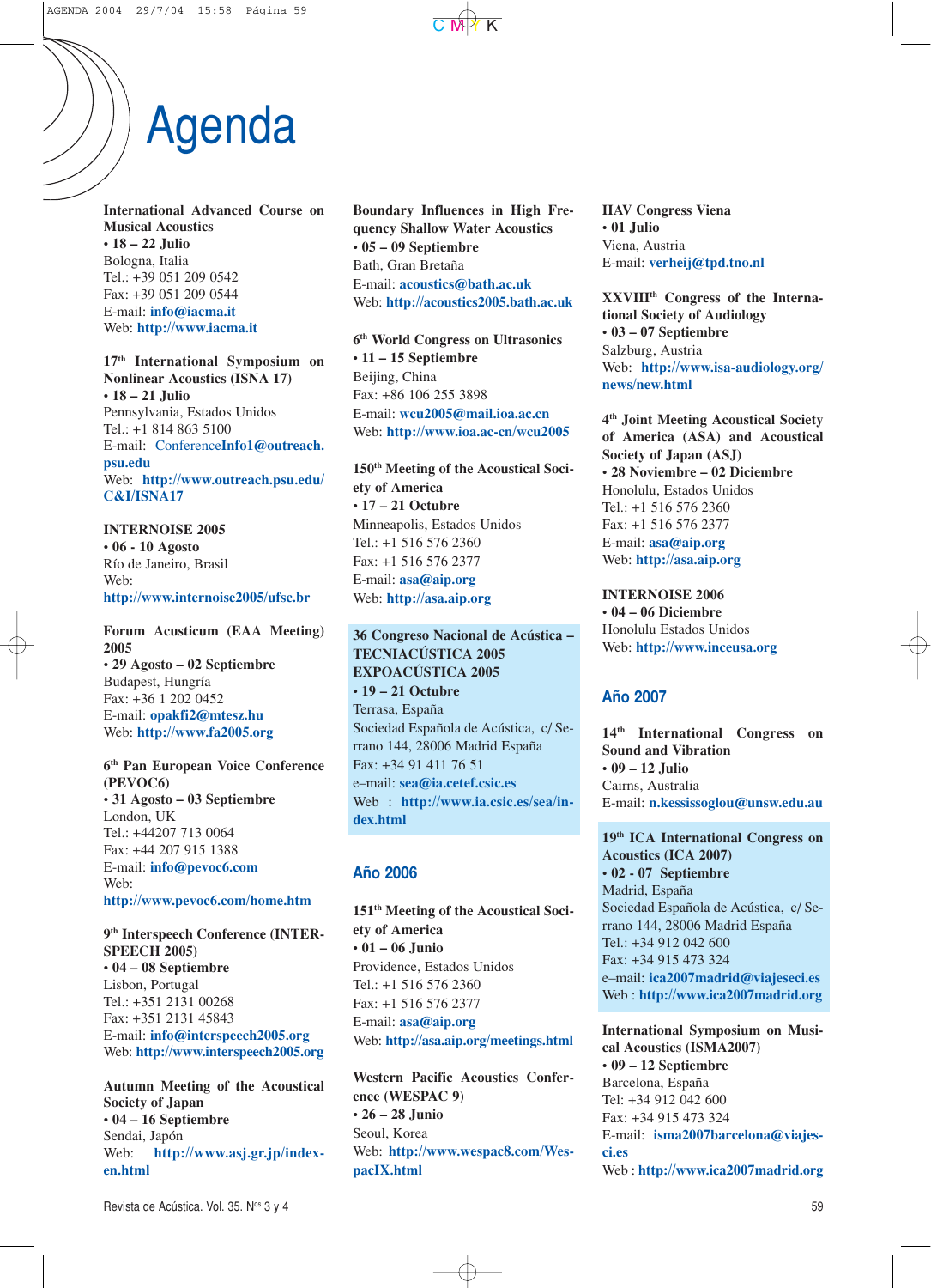# Agenda

**International Advanced Course on Musical Acoustics**
**• 18 – 22 Julio**
Bologna, Italia
Tel.: +39 051 209 0542
Fax: +39 051 209 0544
E-mail: **info@iacma.it**
Web: **http://www.iacma.it**

**17th International Symposium on Nonlinear Acoustics (ISNA 17)**
**• 18 – 21 Julio**
Pennsylvania, Estados Unidos
Tel.: +1 814 863 5100
E-mail: ConferenceInfo1@outreach.psu.edu
Web: **http://www.outreach.psu.edu/C&I/ISNA17**

**INTERNOISE 2005**
**• 06 - 10 Agosto**
Río de Janeiro, Brasil
Web:
**http://www.internoise2005/ufsc.br**

**Forum Acusticum (EAA Meeting) 2005**
**• 29 Agosto – 02 Septiembre**
Budapest, Hungría
Fax: +36 1 202 0452
E-mail: **opakfi2@mtesz.hu**
Web: **http://www.fa2005.org**

**6th Pan European Voice Conference (PEVOC6)**
**• 31 Agosto – 03 Septiembre**
London, UK
Tel.: +44207 713 0064
Fax: +44 207 915 1388
E-mail: **info@pevoc6.com**
Web:
**http://www.pevoc6.com/home.htm**

**9th Interspeech Conference (INTERSPEECH 2005)**
**• 04 – 08 Septiembre**
Lisbon, Portugal
Tel.: +351 2131 00268
Fax: +351 2131 45843
E-mail: **info@interspeech2005.org**
Web: **http://www.interspeech2005.org**

**Autumn Meeting of the Acoustical Society of Japan**
**• 04 – 16 Septiembre**
Sendai, Japón
Web: **http://www.asj.gr.jp/index-en.html**

**Boundary Influences in High Frequency Shallow Water Acoustics**
**• 05 – 09 Septiembre**
Bath, Gran Bretaña
E-mail: **acoustics@bath.ac.uk**
Web: **http://acoustics2005.bath.ac.uk**

**6th World Congress on Ultrasonics**
**• 11 – 15 Septiembre**
Beijing, China
Fax: +86 106 255 3898
E-mail: **wcu2005@mail.ioa.ac.cn**
Web: **http://www.ioa.ac-cn/wcu2005**

**150th Meeting of the Acoustical Society of America**
**• 17 – 21 Octubre**
Minneapolis, Estados Unidos
Tel.: +1 516 576 2360
Fax: +1 516 576 2377
E-mail: **asa@aip.org**
Web: **http://asa.aip.org**

**36 Congreso Nacional de Acústica – TECNIACÚSTICA 2005 EXPOACÚSTICA 2005**
**• 19 – 21 Octubre**
Terrasa, España
Sociedad Española de Acústica, c/ Serrano 144, 28006 Madrid España
Fax: +34 91 411 76 51
e–mail: **sea@ia.cetef.csic.es**
Web : **http://www.ia.csic.es/sea/index.html**

## Año 2006

**151th Meeting of the Acoustical Society of America**
**• 01 – 06 Junio**
Providence, Estados Unidos
Tel.: +1 516 576 2360
Fax: +1 516 576 2377
E-mail: **asa@aip.org**
Web: **http://asa.aip.org/meetings.html**

**Western Pacific Acoustics Conference (WESPAC 9)**
**• 26 – 28 Junio**
Seoul, Korea
Web: **http://www.wespac8.com/WespacIX.html**

**IIAV Congress Viena**
**• 01 Julio**
Viena, Austria
E-mail: **verheij@tpd.tno.nl**

**XXVIIIth Congress of the International Society of Audiology**
**• 03 – 07 Septiembre**
Salzburg, Austria
Web: **http://www.isa-audiology.org/news/new.html**

**4th Joint Meeting Acoustical Society of America (ASA) and Acoustical Society of Japan (ASJ)**
**• 28 Noviembre – 02 Diciembre**
Honolulu, Estados Unidos
Tel.: +1 516 576 2360
Fax: +1 516 576 2377
E-mail: **asa@aip.org**
Web: **http://asa.aip.org**

**INTERNOISE 2006**
**• 04 – 06 Diciembre**
Honolulu Estados Unidos
Web: **http://www.inceusa.org**

## Año 2007

**14th International Congress on Sound and Vibration**
**• 09 – 12 Julio**
Cairns, Australia
E-mail: **n.kessissoglou@unsw.edu.au**

**19th ICA International Congress on Acoustics (ICA 2007)**
**• 02 - 07 Septiembre**
Madrid, España
Sociedad Española de Acústica, c/ Serrano 144, 28006 Madrid España
Tel.: +34 912 042 600
Fax: +34 915 473 324
e–mail: **ica2007madrid@viajeseci.es**
Web : **http://www.ica2007madrid.org**

**International Symposium on Musical Acoustics (ISMA2007)**
**• 09 – 12 Septiembre**
Barcelona, España
Tel: +34 912 042 600
Fax: +34 915 473 324
E-mail: **isma2007barcelona@viajes-ci.es**
Web : **http://www.ica2007madrid.org**